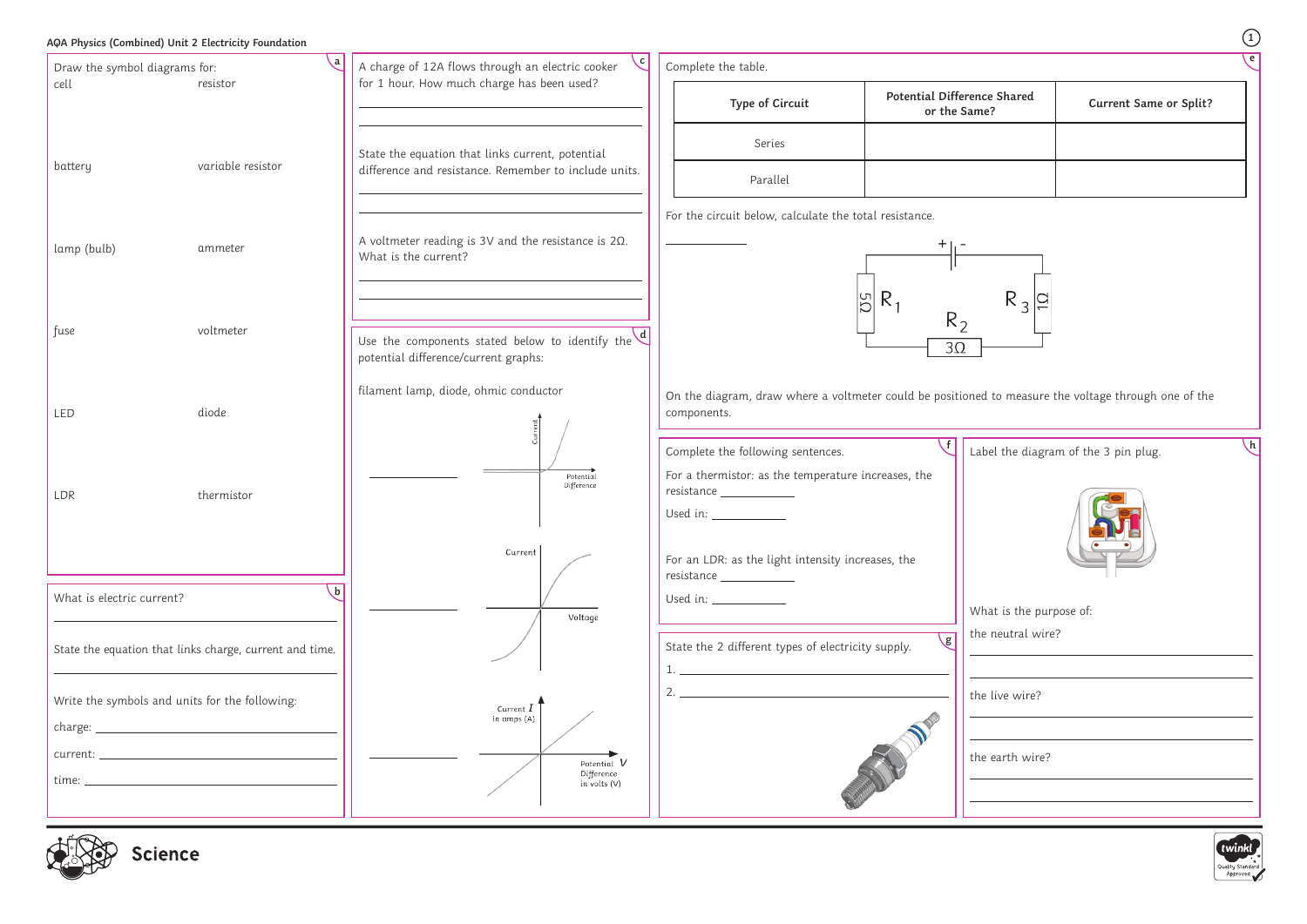# AQA Physics (Combined) Unit 2 Electricity Foundation

## a

Draw the symbol diagrams for:

| | |
|---|---|
| cell | resistor |
| battery | variable resistor |
| lamp (bulb) | ammeter |
| fuse | voltmeter |
| LED | diode |
| LDR | thermistor |

## b

What is electric current?

______________________________

State the equation that links charge, current and time.

______________________________

Write the symbols and units for the following:

charge: ______________________________

current: ______________________________

time: ______________________________

## c

A charge of 12A flows through an electric cooker for 1 hour. How much charge has been used?

______________________________

______________________________

State the equation that links current, potential difference and resistance. Remember to include units.

______________________________

______________________________

A voltmeter reading is 3V and the resistance is 2Ω. What is the current?

______________________________

______________________________

## d

Use the components stated below to identify the potential difference/current graphs:

filament lamp, diode, ohmic conductor

______________ (Graph axes: Current, Potential Difference)

______________ (Graph axes: Current, Voltage)

______________ (Graph axes: Current $I$ in amps (A), Potential Difference $V$ in volts (V))

## e

Complete the table.

| Type of Circuit | Potential Difference Shared or the Same? | Current Same or Split? |
|---|---|---|
| Series | | |
| Parallel | | |

For the circuit below, calculate the total resistance.

______________

(Circuit: cell (+ -), $R_1$ 5Ω, $R_2$ 3Ω, $R_3$ 1Ω)

On the diagram, draw where a voltmeter could be positioned to measure the voltage through one of the components.

## f

Complete the following sentences.

For a thermistor: as the temperature increases, the resistance ______________

Used in: ______________

For an LDR: as the light intensity increases, the resistance ______________

Used in: ______________

## g

State the 2 different types of electricity supply.

1. ______________________________
2. ______________________________

## h

Label the diagram of the 3 pin plug.

What is the purpose of:

the neutral wire?

______________________________

______________________________

the live wire?

______________________________

______________________________

the earth wire?

______________________________

______________________________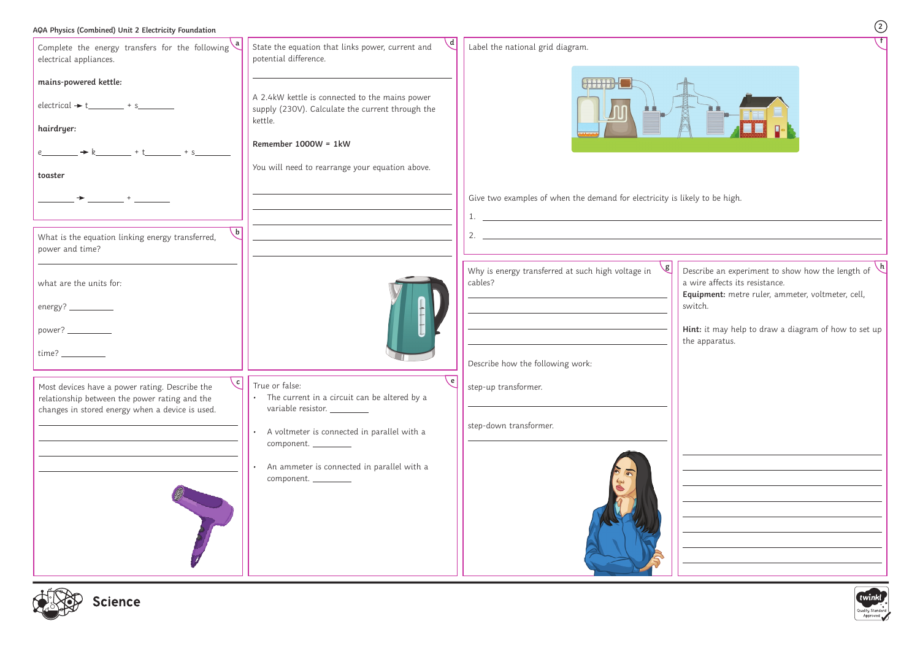AQA Physics (Combined) Unit 2 Electricity Foundation

**a**

Complete the energy transfers for the following electrical appliances.

**mains-powered kettle:**

electrical → t________ + s________

**hairdryer:**

e________ → k________ + t________ + s________

**toaster**

________ → ________ + ________

**b**

What is the equation linking energy transferred, power and time?

________________________________________

what are the units for:

energy? __________

power? __________

time? __________

**c**

Most devices have a power rating. Describe the relationship between the power rating and the changes in stored energy when a device is used.

________________________________________

________________________________________

________________________________________

________________________________________

**d**

State the equation that links power, current and potential difference.

________________________________________

A 2.4kW kettle is connected to the mains power supply (230V). Calculate the current through the kettle.

**Remember 1000W = 1kW**

You will need to rearrange your equation above.

________________________________________

________________________________________

________________________________________

________________________________________

________________________________________

**e**

True or false:

- The current in a circuit can be altered by a variable resistor. _________
- A voltmeter is connected in parallel with a component. _________
- An ammeter is connected in parallel with a component. _________

**f**

Label the national grid diagram.

Give two examples of when the demand for electricity is likely to be high.

1. ________________________________________
2. ________________________________________

**g**

Why is energy transferred at such high voltage in cables?

________________________________________

________________________________________

________________________________________

________________________________________

Describe how the following work:

step-up transformer.

________________________________________

step-down transformer.

________________________________________

**h**

Describe an experiment to show how the length of a wire affects its resistance.

**Equipment:** metre ruler, ammeter, voltmeter, cell, switch.

**Hint:** it may help to draw a diagram of how to set up the apparatus.

________________________________________

________________________________________

________________________________________

________________________________________

________________________________________

________________________________________

________________________________________

________________________________________

Science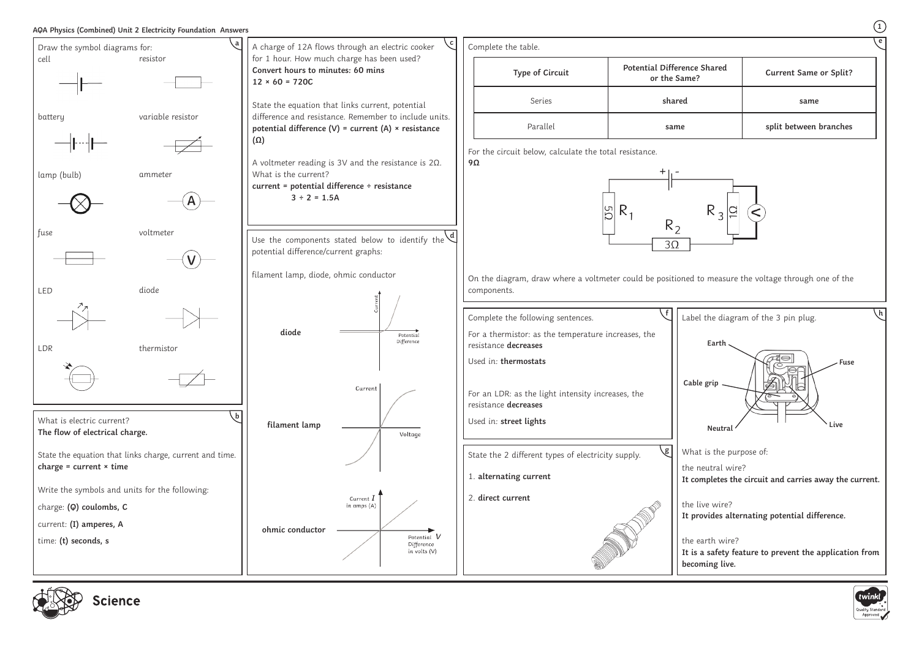# AQA Physics (Combined) Unit 2 Electricity Foundation Answers

## a

Draw the symbol diagrams for:

- cell
- resistor
- battery
- variable resistor
- lamp (bulb)
- ammeter
- fuse
- voltmeter
- LED
- diode
- LDR
- thermistor

## b

What is electric current?
**The flow of electrical charge.**

State the equation that links charge, current and time.
**charge = current × time**

Write the symbols and units for the following:

charge: **(Q) coulombs, C**

current: **(I) amperes, A**

time: **(t) seconds, s**

## c

A charge of 12A flows through an electric cooker for 1 hour. How much charge has been used?
**Convert hours to minutes: 60 mins**
**12 × 60 = 720C**

State the equation that links current, potential difference and resistance. Remember to include units.
**potential difference (V) = current (A) × resistance (Ω)**

A voltmeter reading is 3V and the resistance is 2Ω. What is the current?
**current = potential difference ÷ resistance**
**3 ÷ 2 = 1.5A**

## d

Use the components stated below to identify the potential difference/current graphs:

filament lamp, diode, ohmic conductor

**diode**

**filament lamp**

**ohmic conductor**

## e

Complete the table.

| Type of Circuit | Potential Difference Shared or the Same? | Current Same or Split? |
| --- | --- | --- |
| Series | **shared** | **same** |
| Parallel | **same** | **split between branches** |

For the circuit below, calculate the total resistance.
**9Ω**

On the diagram, draw where a voltmeter could be positioned to measure the voltage through one of the components.

## f

Complete the following sentences.

For a thermistor: as the temperature increases, the resistance **decreases**

Used in: **thermostats**

For an LDR: as the light intensity increases, the resistance **decreases**

Used in: **street lights**

## g

State the 2 different types of electricity supply.

1. **alternating current**
2. **direct current**

## h

Label the diagram of the 3 pin plug.

**Earth**, **Fuse**, **Cable grip**, **Neutral**, **Live**

What is the purpose of:

the neutral wire?
**It completes the circuit and carries away the current.**

the live wire?
**It provides alternating potential difference.**

the earth wire?
**It is a safety feature to prevent the application from becoming live.**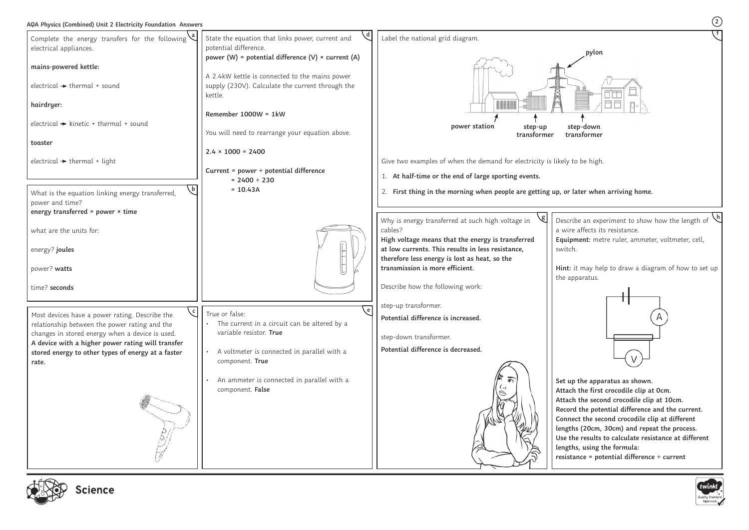# AQA Physics (Combined) Unit 2 Electricity Foundation Answers

**a**

Complete the energy transfers for the following electrical appliances.

**mains-powered kettle:**

electrical → thermal + sound

***hairdryer:***

electrical → kinetic + thermal + sound

***toaster***

electrical → thermal + light

**b**

What is the equation linking energy transferred, power and time?

**energy transferred = power × time**

what are the units for:

energy? **joules**

power? **watts**

time? **seconds**

**c**

Most devices have a power rating. Describe the relationship between the power rating and the changes in stored energy when a device is used.

**A device with a higher power rating will transfer stored energy to other types of energy at a faster rate.**

**d**

State the equation that links power, current and potential difference.

**power (W) = potential difference (V) × current (A)**

A 2.4kW kettle is connected to the mains power supply (230V). Calculate the current through the kettle.

**Remember 1000W = 1kW**

You will need to rearrange your equation above.

**2.4 × 1000 = 2400**

**Current = power ÷ potential difference**
**= 2400 ÷ 230**
**= 10.43A**

**e**

True or false:

- The current in a circuit can be altered by a variable resistor. **True**
- A voltmeter is connected in parallel with a component. **True**
- An ammeter is connected in parallel with a component. **False**

**f**

Label the national grid diagram.

**pylon**

**power station**

**step-up transformer**

**step-down transformer**

Give two examples of when the demand for electricity is likely to be high.

1. **At half-time or the end of large sporting events.**
2. **First thing in the morning when people are getting up, or later when arriving home.**

**g**

Why is energy transferred at such high voltage in cables?

**High voltage means that the energy is transferred at low currents. This results in less resistance, therefore less energy is lost as heat, so the transmission is more efficient.**

Describe how the following work:

step-up transformer.

**Potential difference is increased.**

step-down transformer.

**Potential difference is decreased.**

**h**

Describe an experiment to show how the length of a wire affects its resistance.

**Equipment:** metre ruler, ammeter, voltmeter, cell, switch.

**Hint:** it may help to draw a diagram of how to set up the apparatus.

A

V

**Set up the apparatus as shown.**
**Attach the first crocodile clip at 0cm.**
**Attach the second crocodile clip at 10cm.**
**Record the potential difference and the current.**
**Connect the second crocodile clip at different lengths (20cm, 30cm) and repeat the process.**
**Use the results to calculate resistance at different lengths, using the formula:**
**resistance = potential difference ÷ current**